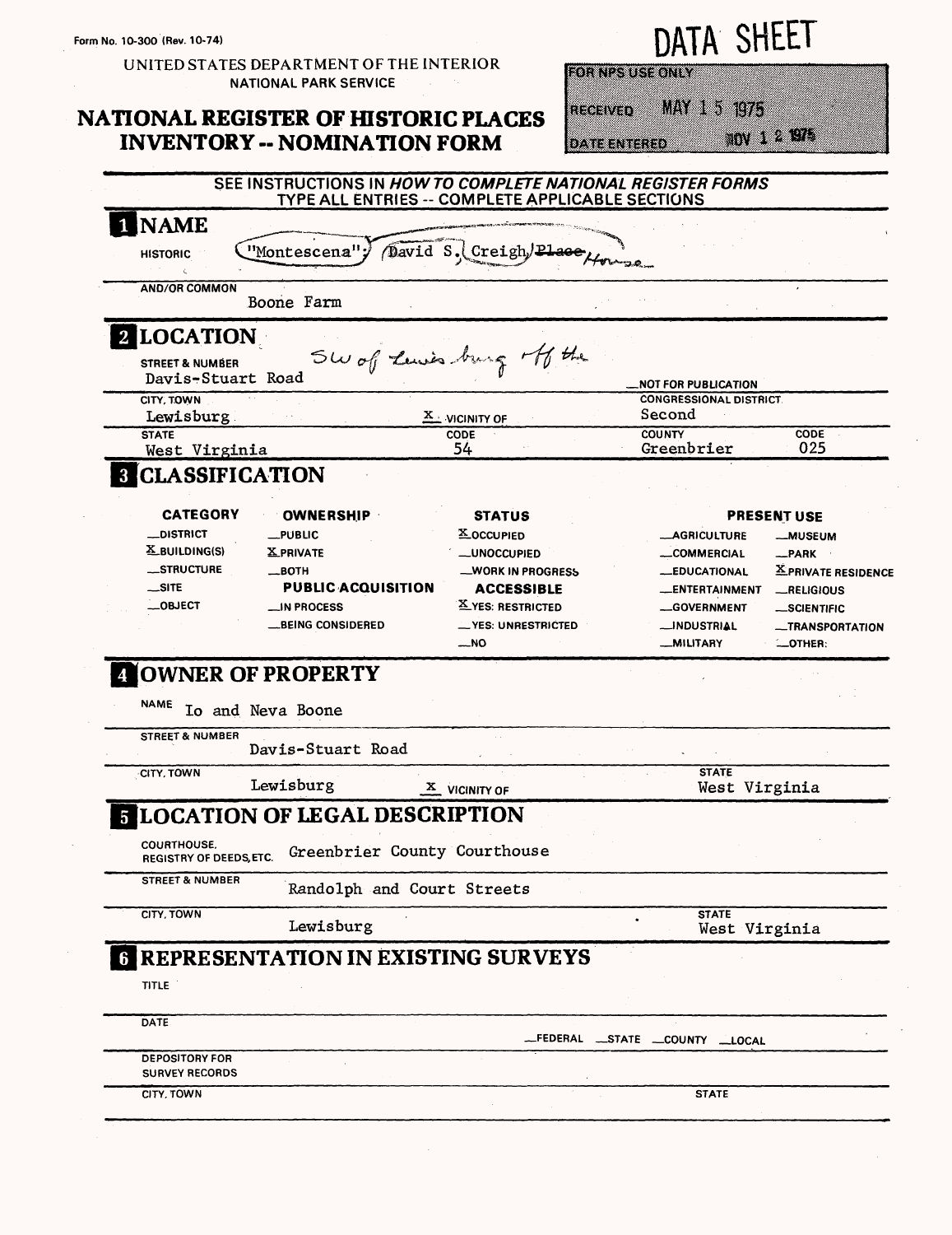Form No. 10-300 (Rev. 10-74)

UNITED STATES DEPARTMENT OF THE INTERIOR
NATIONAL PARK SERVICE

# NATIONAL REGISTER OF HISTORIC PLACES INVENTORY -- NOMINATION FORM

DATA SHEET

FOR NPS USE ONLY

RECEIVED MAY 15 1975

DATE ENTERED NOV 12 1975

SEE INSTRUCTIONS IN *HOW TO COMPLETE NATIONAL REGISTER FORMS*
TYPE ALL ENTRIES -- COMPLETE APPLICABLE SECTIONS

## 1 NAME

HISTORIC "Montescena"; David S. Creigh ~~Place~~ House

AND/OR COMMON Boone Farm

## 2 LOCATION

STREET & NUMBER Davis-Stuart Road — SW of Lewisburg off the

__NOT FOR PUBLICATION

CITY, TOWN Lewisburg — X VICINITY OF

CONGRESSIONAL DISTRICT Second

STATE West Virginia — CODE 54

COUNTY Greenbrier — CODE 025

## 3 CLASSIFICATION

| CATEGORY | OWNERSHIP | STATUS | PRESENT USE | |
|---|---|---|---|---|
| __DISTRICT | __PUBLIC | X OCCUPIED | __AGRICULTURE | __MUSEUM |
| X BUILDING(S) | X PRIVATE | __UNOCCUPIED | __COMMERCIAL | __PARK |
| __STRUCTURE | __BOTH | __WORK IN PROGRESS | __EDUCATIONAL | X PRIVATE RESIDENCE |
| __SITE | **PUBLIC ACQUISITION** | **ACCESSIBLE** | __ENTERTAINMENT | __RELIGIOUS |
| __OBJECT | __IN PROCESS | X YES: RESTRICTED | __GOVERNMENT | __SCIENTIFIC |
| | __BEING CONSIDERED | __YES: UNRESTRICTED | __INDUSTRIAL | __TRANSPORTATION |
| | | __NO | __MILITARY | __OTHER: |

## 4 OWNER OF PROPERTY

NAME Io and Neva Boone

STREET & NUMBER Davis-Stuart Road

CITY, TOWN Lewisburg — X VICINITY OF — STATE West Virginia

## 5 LOCATION OF LEGAL DESCRIPTION

COURTHOUSE, REGISTRY OF DEEDS, ETC. Greenbrier County Courthouse

STREET & NUMBER Randolph and Court Streets

CITY, TOWN Lewisburg — STATE West Virginia

## 6 REPRESENTATION IN EXISTING SURVEYS

TITLE

DATE — __FEDERAL __STATE __COUNTY __LOCAL

DEPOSITORY FOR SURVEY RECORDS

CITY, TOWN — STATE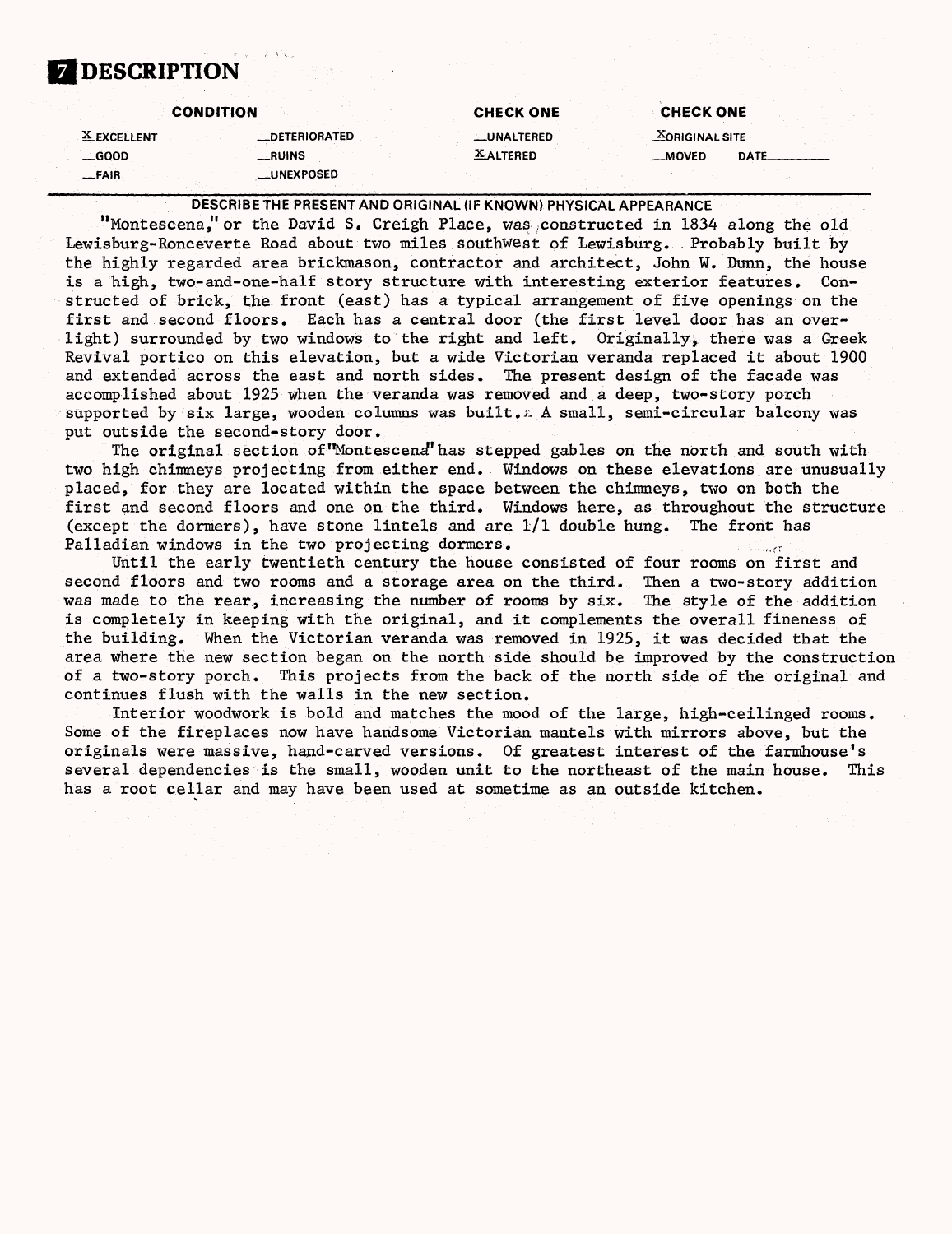# 7 DESCRIPTION

| CONDITION | | CHECK ONE | CHECK ONE |
|---|---|---|---|
| X EXCELLENT | __DETERIORATED | __UNALTERED | X ORIGINAL SITE |
| __GOOD | __RUINS | X ALTERED | __MOVED DATE______ |
| __FAIR | __UNEXPOSED | | |

**DESCRIBE THE PRESENT AND ORIGINAL (IF KNOWN) PHYSICAL APPEARANCE**

"Montescena," or the David S. Creigh Place, was constructed in 1834 along the old Lewisburg-Ronceverte Road about two miles southwest of Lewisburg. Probably built by the highly regarded area brickmason, contractor and architect, John W. Dunn, the house is a high, two-and-one-half story structure with interesting exterior features. Constructed of brick, the front (east) has a typical arrangement of five openings on the first and second floors. Each has a central door (the first level door has an overlight) surrounded by two windows to the right and left. Originally, there was a Greek Revival portico on this elevation, but a wide Victorian veranda replaced it about 1900 and extended across the east and north sides. The present design of the facade was accomplished about 1925 when the veranda was removed and a deep, two-story porch supported by six large, wooden columns was built. A small, semi-circular balcony was put outside the second-story door.

The original section of "Montescena" has stepped gables on the north and south with two high chimneys projecting from either end. Windows on these elevations are unusually placed, for they are located within the space between the chimneys, two on both the first and second floors and one on the third. Windows here, as throughout the structure (except the dormers), have stone lintels and are 1/1 double hung. The front has Palladian windows in the two projecting dormers.

Until the early twentieth century the house consisted of four rooms on first and second floors and two rooms and a storage area on the third. Then a two-story addition was made to the rear, increasing the number of rooms by six. The style of the addition is completely in keeping with the original, and it complements the overall fineness of the building. When the Victorian veranda was removed in 1925, it was decided that the area where the new section began on the north side should be improved by the construction of a two-story porch. This projects from the back of the north side of the original and continues flush with the walls in the new section.

Interior woodwork is bold and matches the mood of the large, high-ceilinged rooms. Some of the fireplaces now have handsome Victorian mantels with mirrors above, but the originals were massive, hand-carved versions. Of greatest interest of the farmhouse's several dependencies is the small, wooden unit to the northeast of the main house. This has a root cellar and may have been used at sometime as an outside kitchen.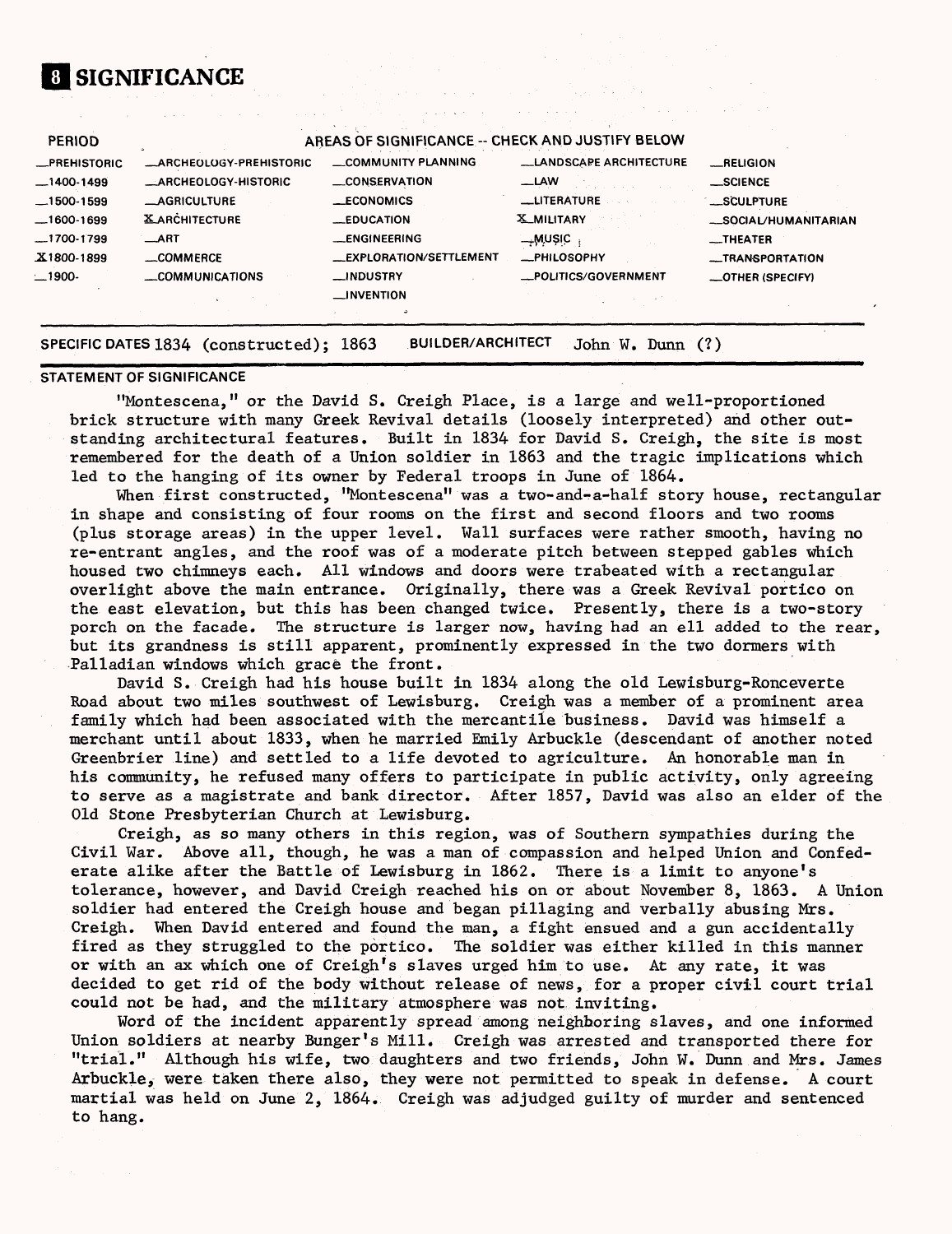# 8 SIGNIFICANCE

| PERIOD | AREAS OF SIGNIFICANCE -- CHECK AND JUSTIFY BELOW | | | |
|---|---|---|---|---|
| _PREHISTORIC | _ARCHEOLOGY-PREHISTORIC | _COMMUNITY PLANNING | _LANDSCAPE ARCHITECTURE | _RELIGION |
| _1400-1499 | _ARCHEOLOGY-HISTORIC | _CONSERVATION | _LAW | _SCIENCE |
| _1500-1599 | _AGRICULTURE | _ECONOMICS | _LITERATURE | _SCULPTURE |
| _1600-1699 | X ARCHITECTURE | _EDUCATION | X MILITARY | _SOCIAL/HUMANITARIAN |
| _1700-1799 | _ART | _ENGINEERING | _MUSIC | _THEATER |
| X 1800-1899 | _COMMERCE | _EXPLORATION/SETTLEMENT | _PHILOSOPHY | _TRANSPORTATION |
| _1900- | _COMMUNICATIONS | _INDUSTRY | _POLITICS/GOVERNMENT | _OTHER (SPECIFY) |
| | | _INVENTION | | |

SPECIFIC DATES 1834 (constructed); 1863 BUILDER/ARCHITECT John W. Dunn (?)

## STATEMENT OF SIGNIFICANCE

"Montescena," or the David S. Creigh Place, is a large and well-proportioned brick structure with many Greek Revival details (loosely interpreted) and other outstanding architectural features. Built in 1834 for David S. Creigh, the site is most remembered for the death of a Union soldier in 1863 and the tragic implications which led to the hanging of its owner by Federal troops in June of 1864.

When first constructed, "Montescena" was a two-and-a-half story house, rectangular in shape and consisting of four rooms on the first and second floors and two rooms (plus storage areas) in the upper level. Wall surfaces were rather smooth, having no re-entrant angles, and the roof was of a moderate pitch between stepped gables which housed two chimneys each. All windows and doors were trabeated with a rectangular overlight above the main entrance. Originally, there was a Greek Revival portico on the east elevation, but this has been changed twice. Presently, there is a two-story porch on the facade. The structure is larger now, having had an ell added to the rear, but its grandness is still apparent, prominently expressed in the two dormers with Palladian windows which grace the front.

David S. Creigh had his house built in 1834 along the old Lewisburg-Ronceverte Road about two miles southwest of Lewisburg. Creigh was a member of a prominent area family which had been associated with the mercantile business. David was himself a merchant until about 1833, when he married Emily Arbuckle (descendant of another noted Greenbrier line) and settled to a life devoted to agriculture. An honorable man in his community, he refused many offers to participate in public activity, only agreeing to serve as a magistrate and bank director. After 1857, David was also an elder of the Old Stone Presbyterian Church at Lewisburg.

Creigh, as so many others in this region, was of Southern sympathies during the Civil War. Above all, though, he was a man of compassion and helped Union and Confederate alike after the Battle of Lewisburg in 1862. There is a limit to anyone's tolerance, however, and David Creigh reached his on or about November 8, 1863. A Union soldier had entered the Creigh house and began pillaging and verbally abusing Mrs. Creigh. When David entered and found the man, a fight ensued and a gun accidentally fired as they struggled to the portico. The soldier was either killed in this manner or with an ax which one of Creigh's slaves urged him to use. At any rate, it was decided to get rid of the body without release of news, for a proper civil court trial could not be had, and the military atmosphere was not inviting.

Word of the incident apparently spread among neighboring slaves, and one informed Union soldiers at nearby Bunger's Mill. Creigh was arrested and transported there for "trial." Although his wife, two daughters and two friends, John W. Dunn and Mrs. James Arbuckle, were taken there also, they were not permitted to speak in defense. A court martial was held on June 2, 1864. Creigh was adjudged guilty of murder and sentenced to hang.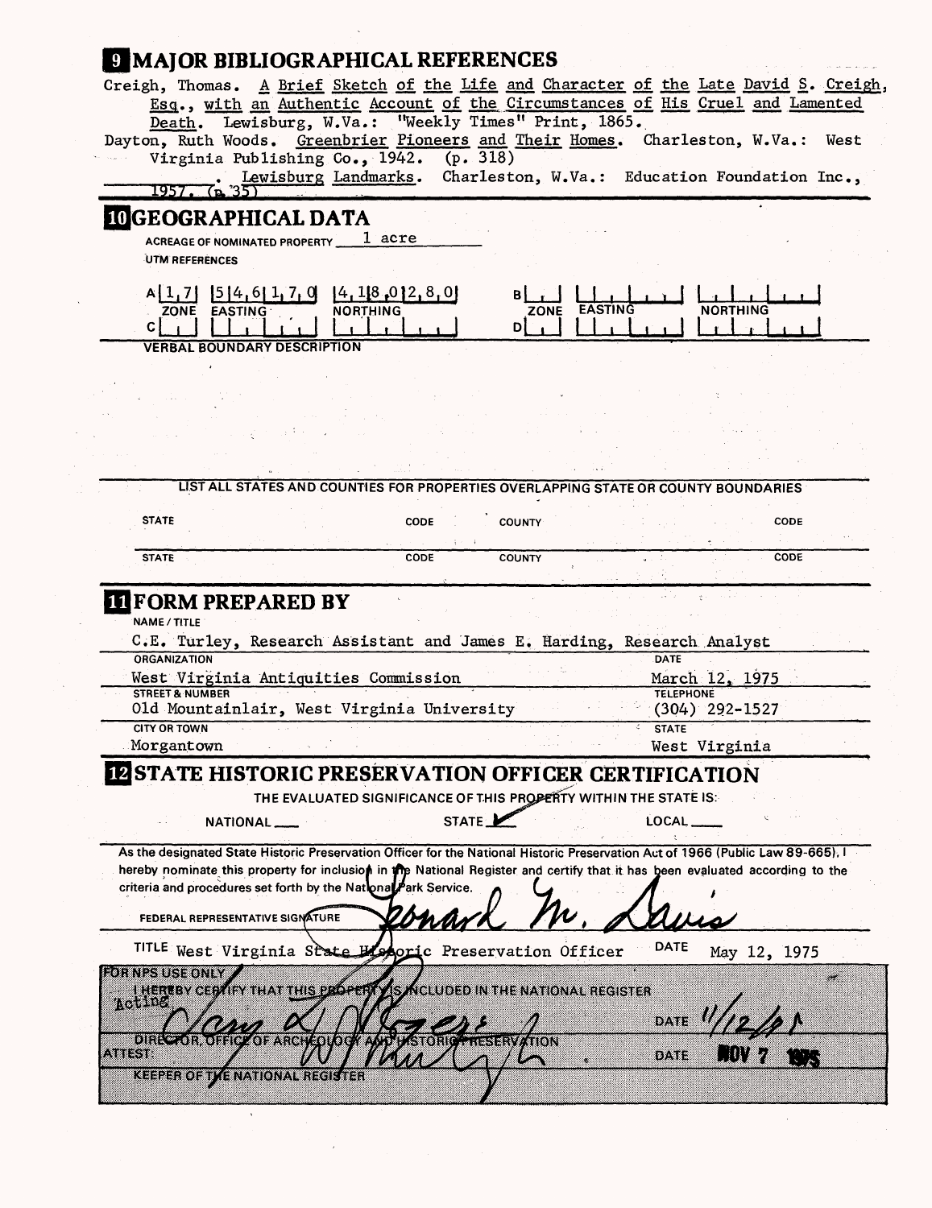## 9 MAJOR BIBLIOGRAPHICAL REFERENCES

Creigh, Thomas. A Brief Sketch of the Life and Character of the Late David S. Creigh, Esq., with an Authentic Account of the Circumstances of His Cruel and Lamented Death. Lewisburg, W.Va.: "Weekly Times" Print, 1865.

Dayton, Ruth Woods. Greenbrier Pioneers and Their Homes. Charleston, W.Va.: West Virginia Publishing Co., 1942. (p. 318)

_______. Lewisburg Landmarks. Charleston, W.Va.: Education Foundation Inc., 1957. (p. 35)

## 10 GEOGRAPHICAL DATA

ACREAGE OF NOMINATED PROPERTY 1 acre

UTM REFERENCES

| | ZONE | EASTING | NORTHING |
|---|---|---|---|
| A | 1 7 | 5 4 6 1 7 0 | 4 1 8 0 2 8 0 |
| B | | | |
| C | | | |
| D | | | |

VERBAL BOUNDARY DESCRIPTION

LIST ALL STATES AND COUNTIES FOR PROPERTIES OVERLAPPING STATE OR COUNTY BOUNDARIES

| STATE | CODE | COUNTY | CODE |
|---|---|---|---|
| STATE | CODE | COUNTY | CODE |

## 11 FORM PREPARED BY

NAME / TITLE
C.E. Turley, Research Assistant and James E. Harding, Research Analyst

ORGANIZATION
West Virginia Antiquities Commission

DATE
March 12, 1975

STREET & NUMBER
Old Mountainlair, West Virginia University

TELEPHONE
(304) 292-1527

CITY OR TOWN
Morgantown

STATE
West Virginia

## 12 STATE HISTORIC PRESERVATION OFFICER CERTIFICATION

THE EVALUATED SIGNIFICANCE OF THIS PROPERTY WITHIN THE STATE IS:

NATIONAL ___ STATE ✓ LOCAL ___

As the designated State Historic Preservation Officer for the National Historic Preservation Act of 1966 (Public Law 89-665), I hereby nominate this property for inclusion in the National Register and certify that it has been evaluated according to the criteria and procedures set forth by the National Park Service.

FEDERAL REPRESENTATIVE SIGNATURE Leonard M. Davis

TITLE West Virginia State Historic Preservation Officer DATE May 12, 1975

FOR NPS USE ONLY

I HEREBY CERTIFY THAT THIS PROPERTY IS INCLUDED IN THE NATIONAL REGISTER

Acting

DATE 11/12/75

DIRECTOR, OFFICE OF ARCHEOLOGY AND HISTORIC PRESERVATION

ATTEST: DATE NOV 7 1975

KEEPER OF THE NATIONAL REGISTER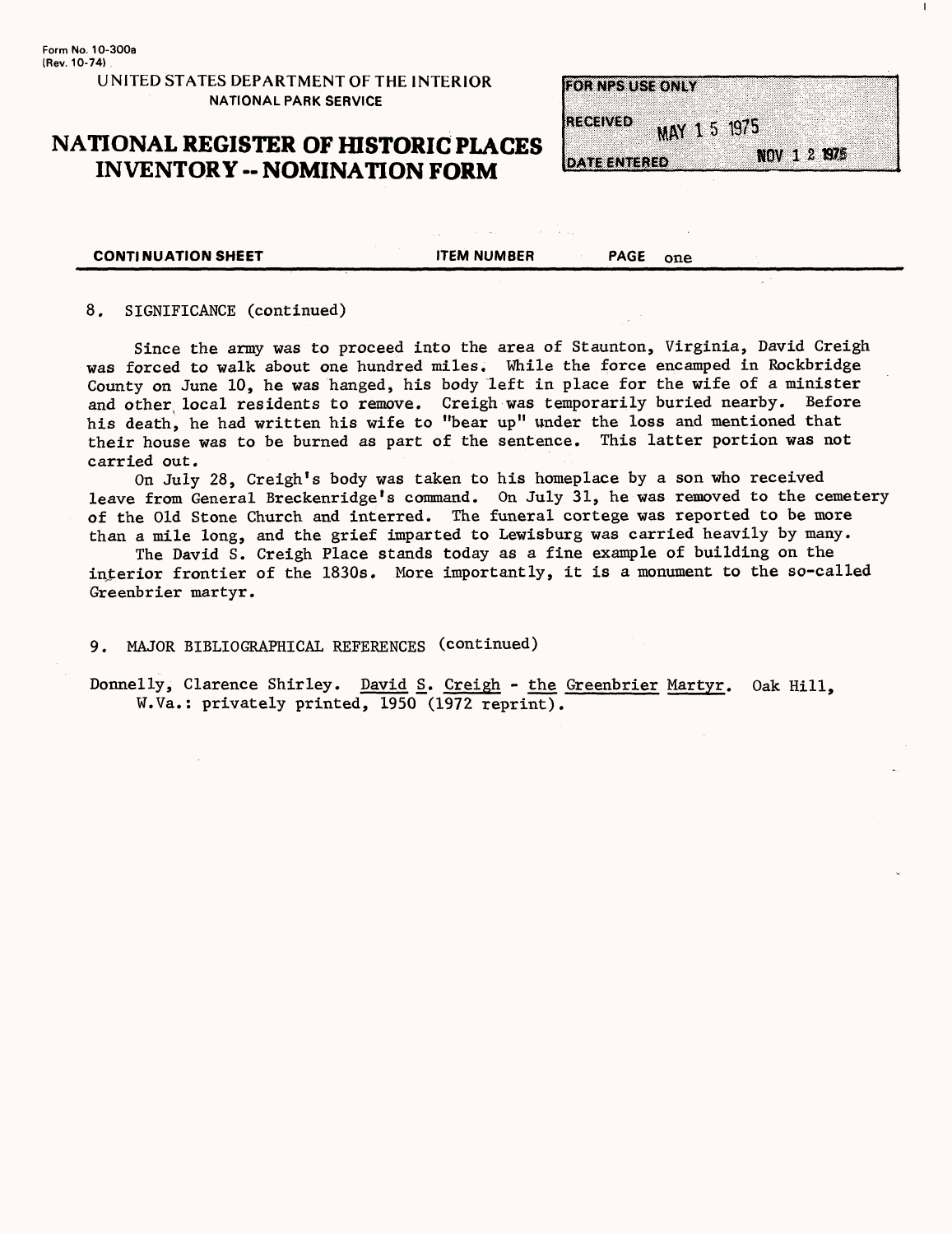Form No. 10-300a
(Rev. 10-74)

UNITED STATES DEPARTMENT OF THE INTERIOR
NATIONAL PARK SERVICE

# NATIONAL REGISTER OF HISTORIC PLACES INVENTORY -- NOMINATION FORM

| FOR NPS USE ONLY | |
|---|---|
| RECEIVED | MAY 15 1975 |
| DATE ENTERED | NOV 12 1975 |

**CONTINUATION SHEET** | **ITEM NUMBER** | **PAGE** one

8. SIGNIFICANCE (continued)

Since the army was to proceed into the area of Staunton, Virginia, David Creigh was forced to walk about one hundred miles. While the force encamped in Rockbridge County on June 10, he was hanged, his body left in place for the wife of a minister and other local residents to remove. Creigh was temporarily buried nearby. Before his death, he had written his wife to "bear up" under the loss and mentioned that their house was to be burned as part of the sentence. This latter portion was not carried out.

On July 28, Creigh's body was taken to his homeplace by a son who received leave from General Breckenridge's command. On July 31, he was removed to the cemetery of the Old Stone Church and interred. The funeral cortege was reported to be more than a mile long, and the grief imparted to Lewisburg was carried heavily by many.

The David S. Creigh Place stands today as a fine example of building on the interior frontier of the 1830s. More importantly, it is a monument to the so-called Greenbrier martyr.

9. MAJOR BIBLIOGRAPHICAL REFERENCES (continued)

Donnelly, Clarence Shirley. David S. Creigh - the Greenbrier Martyr. Oak Hill, W.Va.: privately printed, 1950 (1972 reprint).